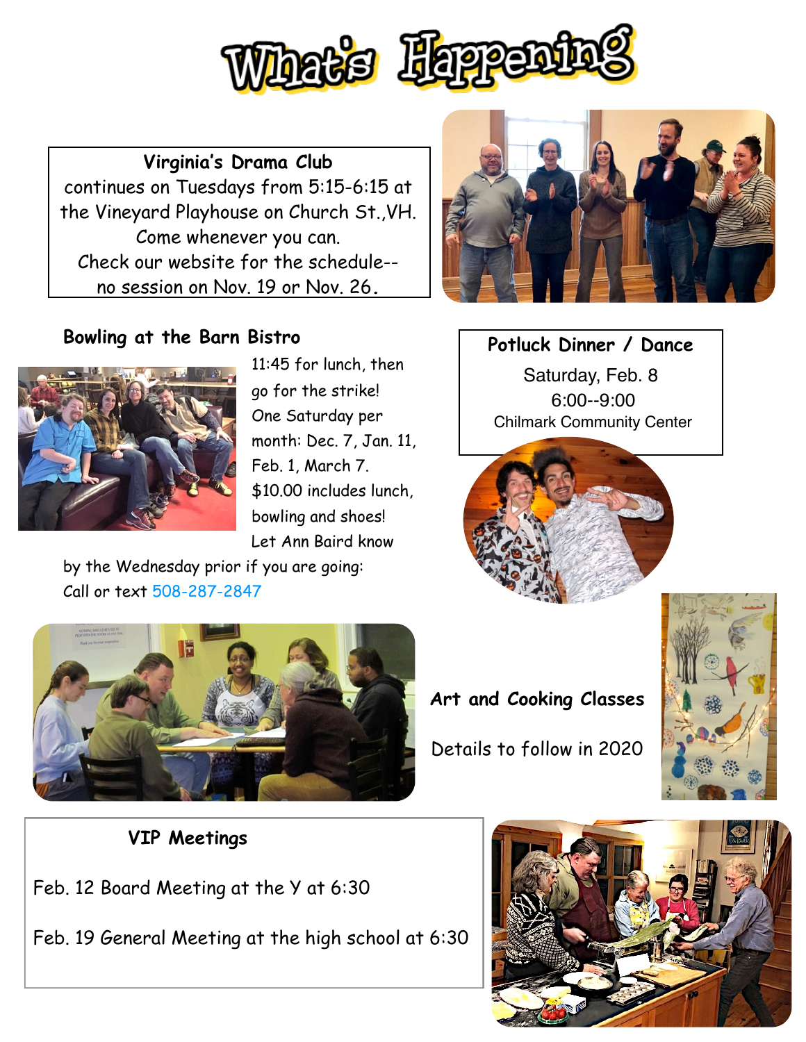# What's Happening

**Virginia's Drama Club**
continues on Tuesdays from 5:15-6:15 at the Vineyard Playhouse on Church St.,VH.
Come whenever you can.
Check our website for the schedule--
no session on Nov. 19 or Nov. 26.

### Bowling at the Barn Bistro

11:45 for lunch, then go for the strike! One Saturday per month: Dec. 7, Jan. 11, Feb. 1, March 7. $10.00 includes lunch, bowling and shoes! Let Ann Baird know by the Wednesday prior if you are going: Call or text 508-287-2847

**Potluck Dinner / Dance**

Saturday, Feb. 8
6:00--9:00
Chilmark Community Center

### Art and Cooking Classes

Details to follow in 2020

**VIP Meetings**

Feb. 12 Board Meeting at the Y at 6:30

Feb. 19 General Meeting at the high school at 6:30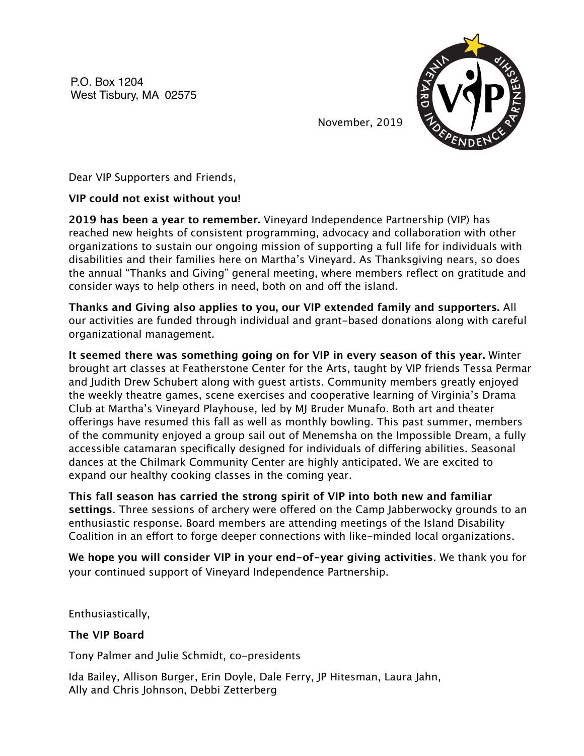P.O. Box 1204
West Tisbury, MA 02575

November, 2019

Dear VIP Supporters and Friends,

**VIP could not exist without you!**

**2019 has been a year to remember.** Vineyard Independence Partnership (VIP) has reached new heights of consistent programming, advocacy and collaboration with other organizations to sustain our ongoing mission of supporting a full life for individuals with disabilities and their families here on Martha's Vineyard. As Thanksgiving nears, so does the annual "Thanks and Giving" general meeting, where members reflect on gratitude and consider ways to help others in need, both on and off the island.

**Thanks and Giving also applies to you, our VIP extended family and supporters.** All our activities are funded through individual and grant-based donations along with careful organizational management.

**It seemed there was something going on for VIP in every season of this year.** Winter brought art classes at Featherstone Center for the Arts, taught by VIP friends Tessa Permar and Judith Drew Schubert along with guest artists. Community members greatly enjoyed the weekly theatre games, scene exercises and cooperative learning of Virginia's Drama Club at Martha's Vineyard Playhouse, led by MJ Bruder Munafo. Both art and theater offerings have resumed this fall as well as monthly bowling. This past summer, members of the community enjoyed a group sail out of Menemsha on the Impossible Dream, a fully accessible catamaran specifically designed for individuals of differing abilities. Seasonal dances at the Chilmark Community Center are highly anticipated. We are excited to expand our healthy cooking classes in the coming year.

**This fall season has carried the strong spirit of VIP into both new and familiar settings**. Three sessions of archery were offered on the Camp Jabberwocky grounds to an enthusiastic response. Board members are attending meetings of the Island Disability Coalition in an effort to forge deeper connections with like-minded local organizations.

**We hope you will consider VIP in your end-of-year giving activities**. We thank you for your continued support of Vineyard Independence Partnership.

Enthusiastically,

**The VIP Board**

Tony Palmer and Julie Schmidt, co-presidents

Ida Bailey, Allison Burger, Erin Doyle, Dale Ferry, JP Hitesman, Laura Jahn,
Ally and Chris Johnson, Debbi Zetterberg